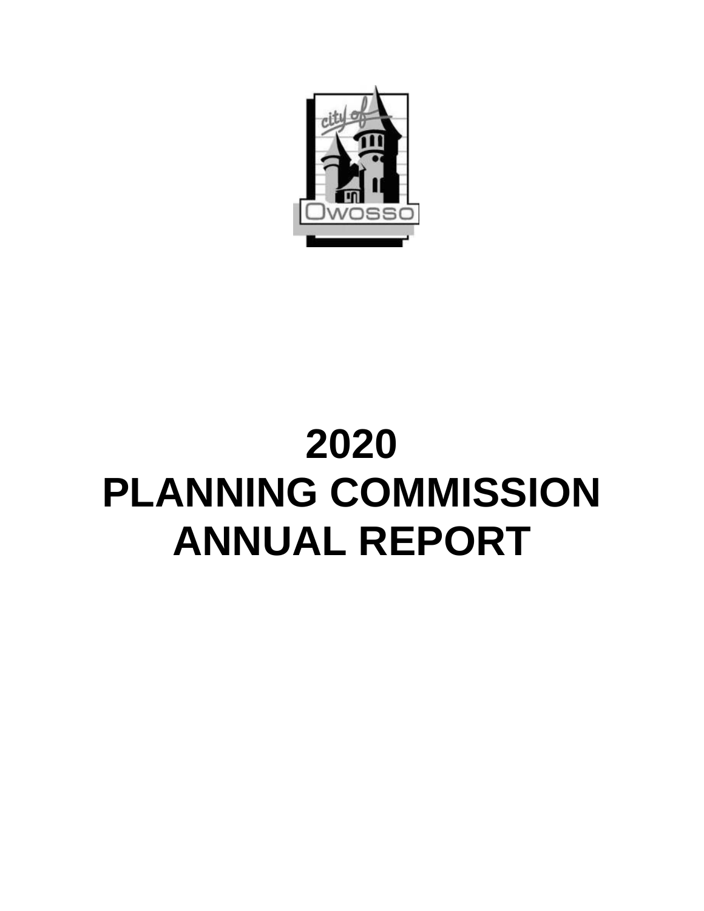# 2020 PLANNING COMMISSION ANNUAL REPORT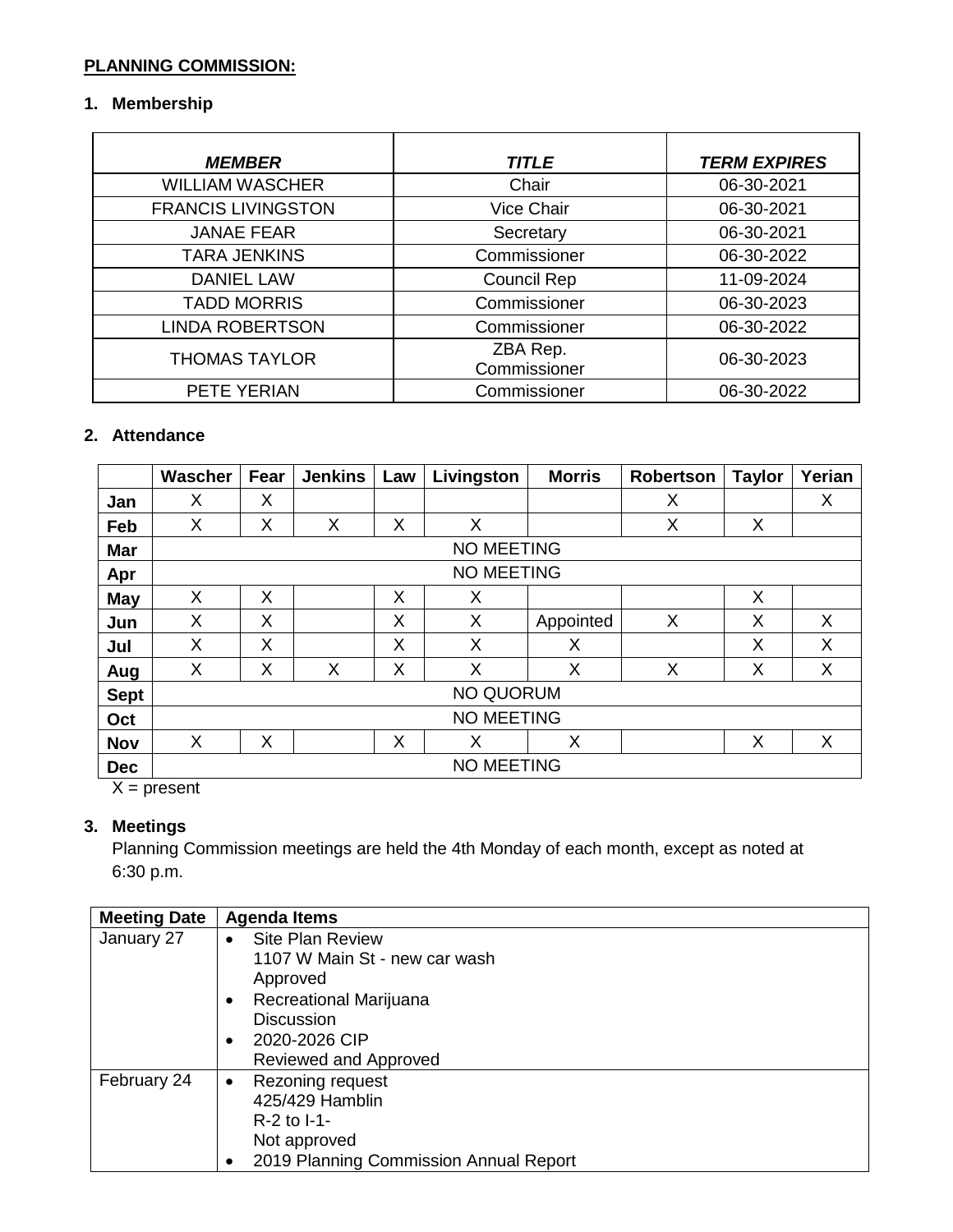**PLANNING COMMISSION:**

**1. Membership**

| ***MEMBER*** | ***TITLE*** | ***TERM EXPIRES*** |
|---|---|---|
| WILLIAM WASCHER | Chair | 06-30-2021 |
| FRANCIS LIVINGSTON | Vice Chair | 06-30-2021 |
| JANAE FEAR | Secretary | 06-30-2021 |
| TARA JENKINS | Commissioner | 06-30-2022 |
| DANIEL LAW | Council Rep | 11-09-2024 |
| TADD MORRIS | Commissioner | 06-30-2023 |
| LINDA ROBERTSON | Commissioner | 06-30-2022 |
| THOMAS TAYLOR | ZBA Rep. Commissioner | 06-30-2023 |
| PETE YERIAN | Commissioner | 06-30-2022 |

**2. Attendance**

| | Wascher | Fear | Jenkins | Law | Livingston | Morris | Robertson | Taylor | Yerian |
|---|---|---|---|---|---|---|---|---|---|
| **Jan** | X | X | | | | | X | | X |
| **Feb** | X | X | X | X | X | | X | X | |
| **Mar** | NO MEETING | | | | | | | | |
| **Apr** | NO MEETING | | | | | | | | |
| **May** | X | X | | X | X | | | X | |
| **Jun** | X | X | | X | X | Appointed | X | X | X |
| **Jul** | X | X | | X | X | X | | X | X |
| **Aug** | X | X | X | X | X | X | X | X | X |
| **Sept** | NO QUORUM | | | | | | | | |
| **Oct** | NO MEETING | | | | | | | | |
| **Nov** | X | X | | X | X | X | | X | X |
| **Dec** | NO MEETING | | | | | | | | |

X = present

**3. Meetings**

Planning Commission meetings are held the 4th Monday of each month, except as noted at 6:30 p.m.

| Meeting Date | Agenda Items |
|---|---|
| January 27 | • Site Plan Review 1107 W Main St - new car wash Approved<br>• Recreational Marijuana Discussion<br>• 2020-2026 CIP Reviewed and Approved |
| February 24 | • Rezoning request 425/429 Hamblin R-2 to I-1- Not approved<br>• 2019 Planning Commission Annual Report |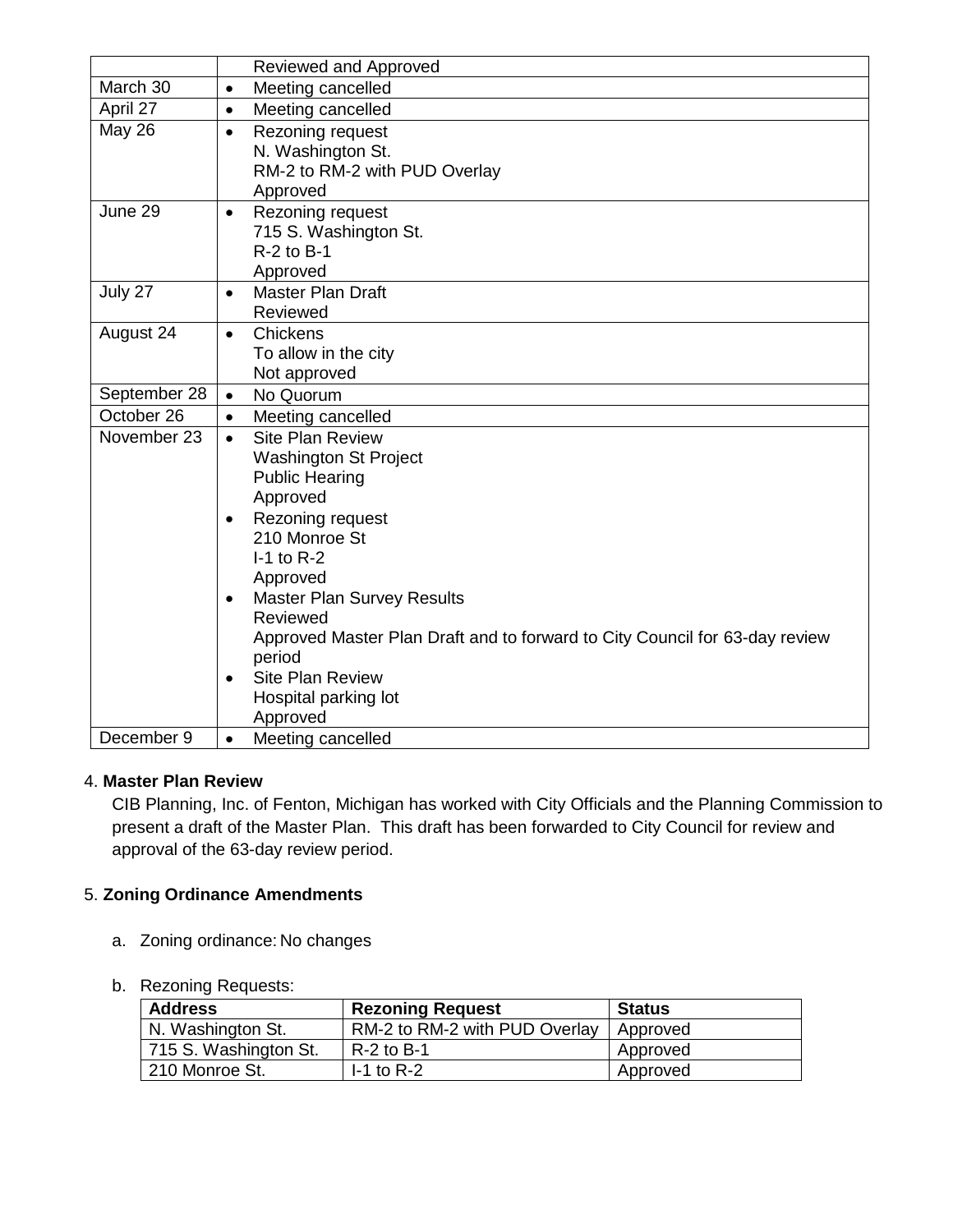| | |
|---|---|
| | Reviewed and Approved |
| March 30 | • Meeting cancelled |
| April 27 | • Meeting cancelled |
| May 26 | • Rezoning request<br>N. Washington St.<br>RM-2 to RM-2 with PUD Overlay<br>Approved |
| June 29 | • Rezoning request<br>715 S. Washington St.<br>R-2 to B-1<br>Approved |
| July 27 | • Master Plan Draft<br>Reviewed |
| August 24 | • Chickens<br>To allow in the city<br>Not approved |
| September 28 | • No Quorum |
| October 26 | • Meeting cancelled |
| November 23 | • Site Plan Review<br>Washington St Project<br>Public Hearing<br>Approved<br>• Rezoning request<br>210 Monroe St<br>I-1 to R-2<br>Approved<br>• Master Plan Survey Results<br>Reviewed<br>Approved Master Plan Draft and to forward to City Council for 63-day review period<br>• Site Plan Review<br>Hospital parking lot<br>Approved |
| December 9 | • Meeting cancelled |

4. **Master Plan Review**

CIB Planning, Inc. of Fenton, Michigan has worked with City Officials and the Planning Commission to present a draft of the Master Plan. This draft has been forwarded to City Council for review and approval of the 63-day review period.

5. **Zoning Ordinance Amendments**

a. Zoning ordinance: No changes

b. Rezoning Requests:

| Address | Rezoning Request | Status |
|---|---|---|
| N. Washington St. | RM-2 to RM-2 with PUD Overlay | Approved |
| 715 S. Washington St. | R-2 to B-1 | Approved |
| 210 Monroe St. | I-1 to R-2 | Approved |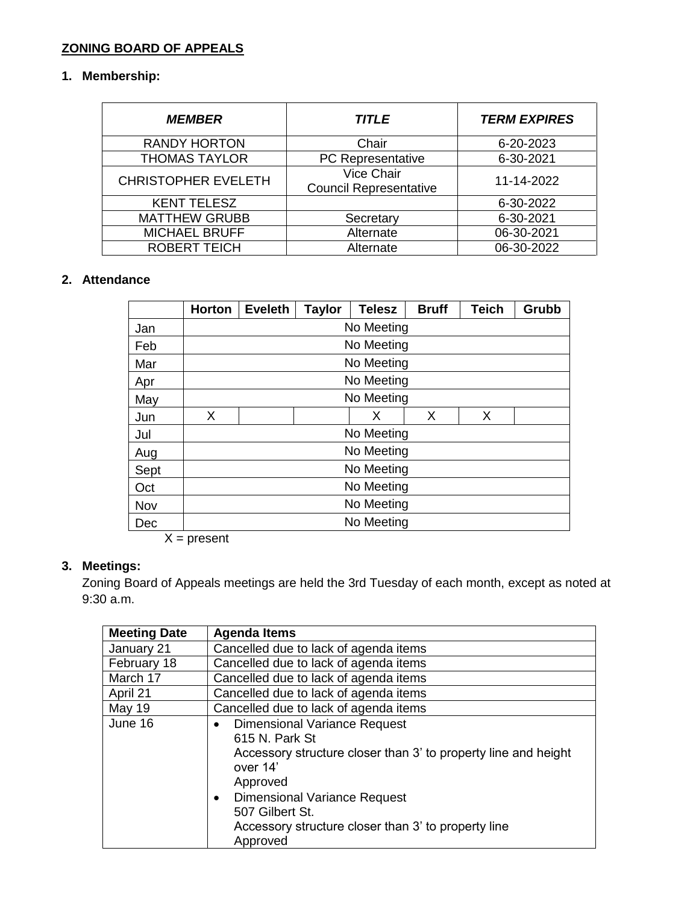**ZONING BOARD OF APPEALS**

**1. Membership:**

| ***MEMBER*** | ***TITLE*** | ***TERM EXPIRES*** |
|---|---|---|
| RANDY HORTON | Chair | 6-20-2023 |
| THOMAS TAYLOR | PC Representative | 6-30-2021 |
| CHRISTOPHER EVELETH | Vice Chair<br>Council Representative | 11-14-2022 |
| KENT TELESZ | | 6-30-2022 |
| MATTHEW GRUBB | Secretary | 6-30-2021 |
| MICHAEL BRUFF | Alternate | 06-30-2021 |
| ROBERT TEICH | Alternate | 06-30-2022 |

**2. Attendance**

| | **Horton** | **Eveleth** | **Taylor** | **Telesz** | **Bruff** | **Teich** | **Grubb** |
|---|---|---|---|---|---|---|---|
| Jan | No Meeting | | | | | | |
| Feb | No Meeting | | | | | | |
| Mar | No Meeting | | | | | | |
| Apr | No Meeting | | | | | | |
| May | No Meeting | | | | | | |
| Jun | X | | | X | X | X | |
| Jul | No Meeting | | | | | | |
| Aug | No Meeting | | | | | | |
| Sept | No Meeting | | | | | | |
| Oct | No Meeting | | | | | | |
| Nov | No Meeting | | | | | | |
| Dec | No Meeting | | | | | | |

X = present

**3. Meetings:**

Zoning Board of Appeals meetings are held the 3rd Tuesday of each month, except as noted at 9:30 a.m.

| **Meeting Date** | **Agenda Items** |
|---|---|
| January 21 | Cancelled due to lack of agenda items |
| February 18 | Cancelled due to lack of agenda items |
| March 17 | Cancelled due to lack of agenda items |
| April 21 | Cancelled due to lack of agenda items |
| May 19 | Cancelled due to lack of agenda items |
| June 16 | • Dimensional Variance Request<br>615 N. Park St<br>Accessory structure closer than 3' to property line and height over 14'<br>Approved<br>• Dimensional Variance Request<br>507 Gilbert St.<br>Accessory structure closer than 3' to property line<br>Approved |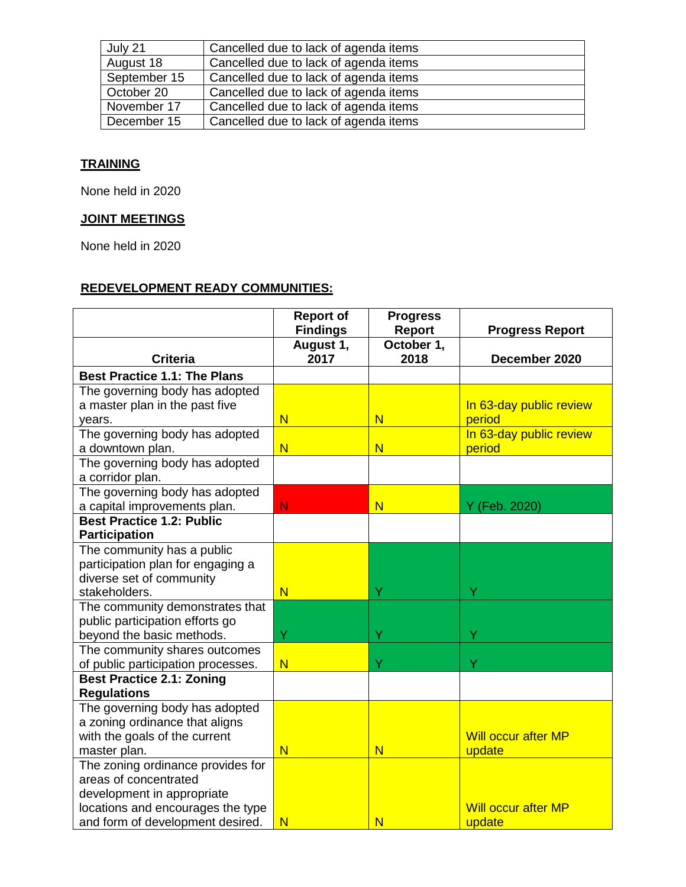| July 21 | Cancelled due to lack of agenda items |
|---|---|
| August 18 | Cancelled due to lack of agenda items |
| September 15 | Cancelled due to lack of agenda items |
| October 20 | Cancelled due to lack of agenda items |
| November 17 | Cancelled due to lack of agenda items |
| December 15 | Cancelled due to lack of agenda items |

**TRAINING**

None held in 2020

**JOINT MEETINGS**

None held in 2020

**REDEVELOPMENT READY COMMUNITIES:**

| | Report of Findings | Progress Report | Progress Report |
|---|---|---|---|
| **Criteria** | **August 1, 2017** | **October 1, 2018** | **December 2020** |
| **Best Practice 1.1: The Plans** | | | |
| The governing body has adopted a master plan in the past five years. | N | N | In 63-day public review period |
| The governing body has adopted a downtown plan. | N | N | In 63-day public review period |
| The governing body has adopted a corridor plan. | | | |
| The governing body has adopted a capital improvements plan. | N | N | Y (Feb. 2020) |
| **Best Practice 1.2: Public Participation** | | | |
| The community has a public participation plan for engaging a diverse set of community stakeholders. | N | Y | Y |
| The community demonstrates that public participation efforts go beyond the basic methods. | Y | Y | Y |
| The community shares outcomes of public participation processes. | N | Y | Y |
| **Best Practice 2.1: Zoning Regulations** | | | |
| The governing body has adopted a zoning ordinance that aligns with the goals of the current master plan. | N | N | Will occur after MP update |
| The zoning ordinance provides for areas of concentrated development in appropriate locations and encourages the type and form of development desired. | N | N | Will occur after MP update |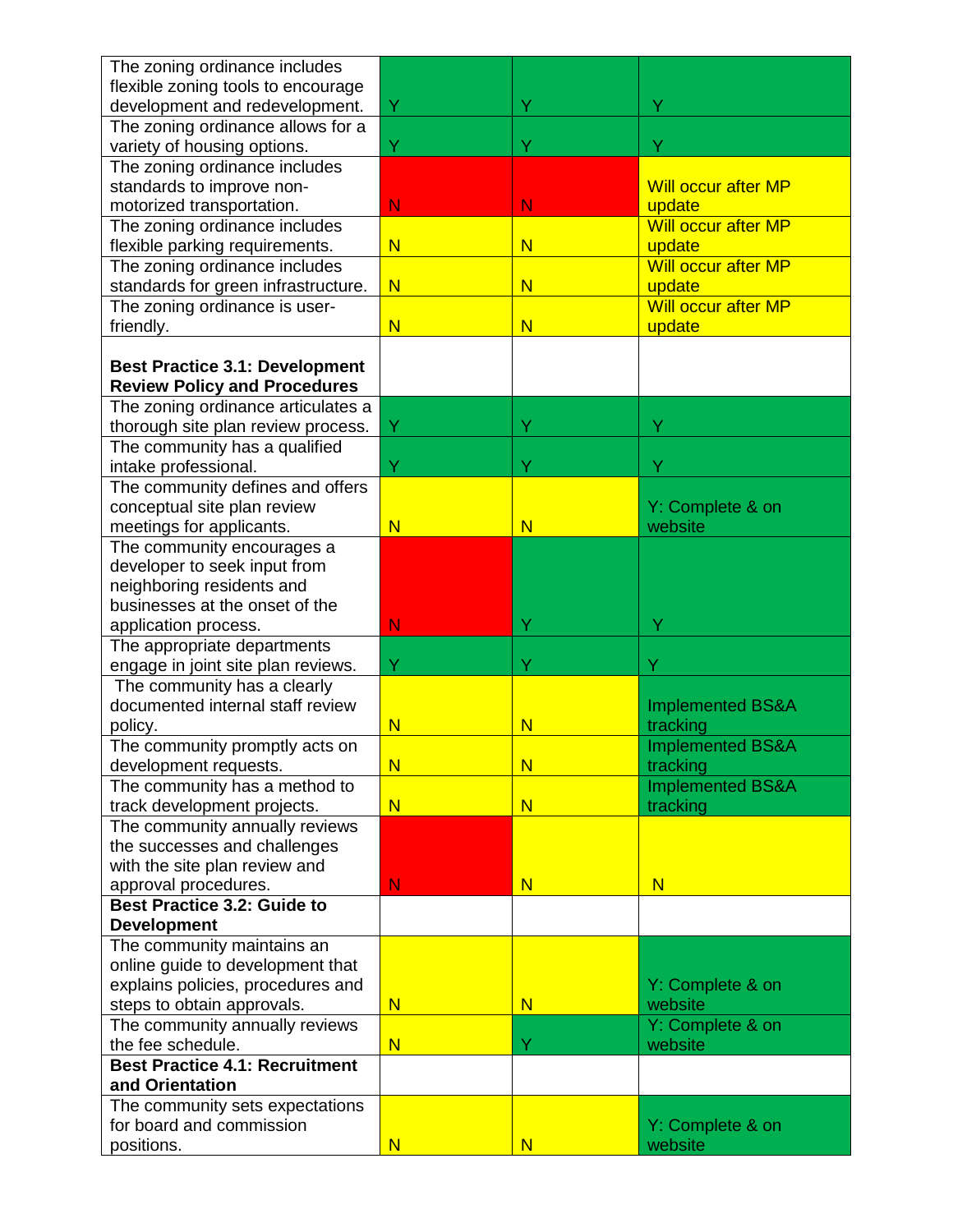| | | | |
|---|---|---|---|
| The zoning ordinance includes flexible zoning tools to encourage development and redevelopment. | Y | Y | Y |
| The zoning ordinance allows for a variety of housing options. | Y | Y | Y |
| The zoning ordinance includes standards to improve non-motorized transportation. | N | N | Will occur after MP update |
| The zoning ordinance includes flexible parking requirements. | N | N | Will occur after MP update |
| The zoning ordinance includes standards for green infrastructure. | N | N | Will occur after MP update |
| The zoning ordinance is user-friendly. | N | N | Will occur after MP update |
| **Best Practice 3.1: Development Review Policy and Procedures** | | | |
| The zoning ordinance articulates a thorough site plan review process. | Y | Y | Y |
| The community has a qualified intake professional. | Y | Y | Y |
| The community defines and offers conceptual site plan review meetings for applicants. | N | N | Y: Complete & on website |
| The community encourages a developer to seek input from neighboring residents and businesses at the onset of the application process. | N | Y | Y |
| The appropriate departments engage in joint site plan reviews. | Y | Y | Y |
| The community has a clearly documented internal staff review policy. | N | N | Implemented BS&A tracking |
| The community promptly acts on development requests. | N | N | Implemented BS&A tracking |
| The community has a method to track development projects. | N | N | Implemented BS&A tracking |
| The community annually reviews the successes and challenges with the site plan review and approval procedures. | N | N | N |
| **Best Practice 3.2: Guide to Development** | | | |
| The community maintains an online guide to development that explains policies, procedures and steps to obtain approvals. | N | N | Y: Complete & on website |
| The community annually reviews the fee schedule. | N | Y | Y: Complete & on website |
| **Best Practice 4.1: Recruitment and Orientation** | | | |
| The community sets expectations for board and commission positions. | N | N | Y: Complete & on website |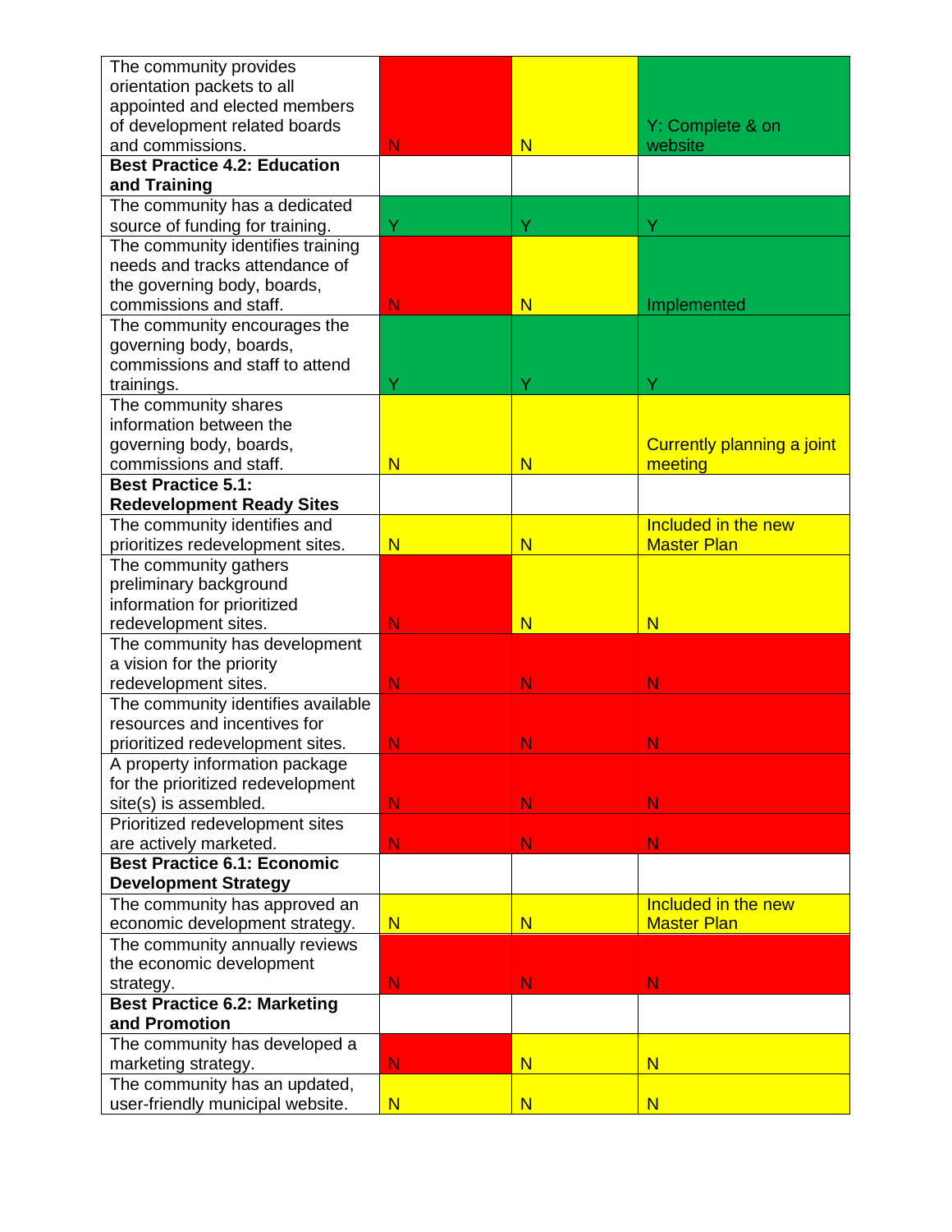| | | | |
|---|---|---|---|
| The community provides orientation packets to all appointed and elected members of development related boards and commissions. | N | N | Y: Complete & on website |
| **Best Practice 4.2: Education and Training** | | | |
| The community has a dedicated source of funding for training. | Y | Y | Y |
| The community identifies training needs and tracks attendance of the governing body, boards, commissions and staff. | N | N | Implemented |
| The community encourages the governing body, boards, commissions and staff to attend trainings. | Y | Y | Y |
| The community shares information between the governing body, boards, commissions and staff. | N | N | Currently planning a joint meeting |
| **Best Practice 5.1: Redevelopment Ready Sites** | | | |
| The community identifies and prioritizes redevelopment sites. | N | N | Included in the new Master Plan |
| The community gathers preliminary background information for prioritized redevelopment sites. | N | N | N |
| The community has development a vision for the priority redevelopment sites. | N | N | N |
| The community identifies available resources and incentives for prioritized redevelopment sites. | N | N | N |
| A property information package for the prioritized redevelopment site(s) is assembled. | N | N | N |
| Prioritized redevelopment sites are actively marketed. | N | N | N |
| **Best Practice 6.1: Economic Development Strategy** | | | |
| The community has approved an economic development strategy. | N | N | Included in the new Master Plan |
| The community annually reviews the economic development strategy. | N | N | N |
| **Best Practice 6.2: Marketing and Promotion** | | | |
| The community has developed a marketing strategy. | N | N | N |
| The community has an updated, user-friendly municipal website. | N | N | N |